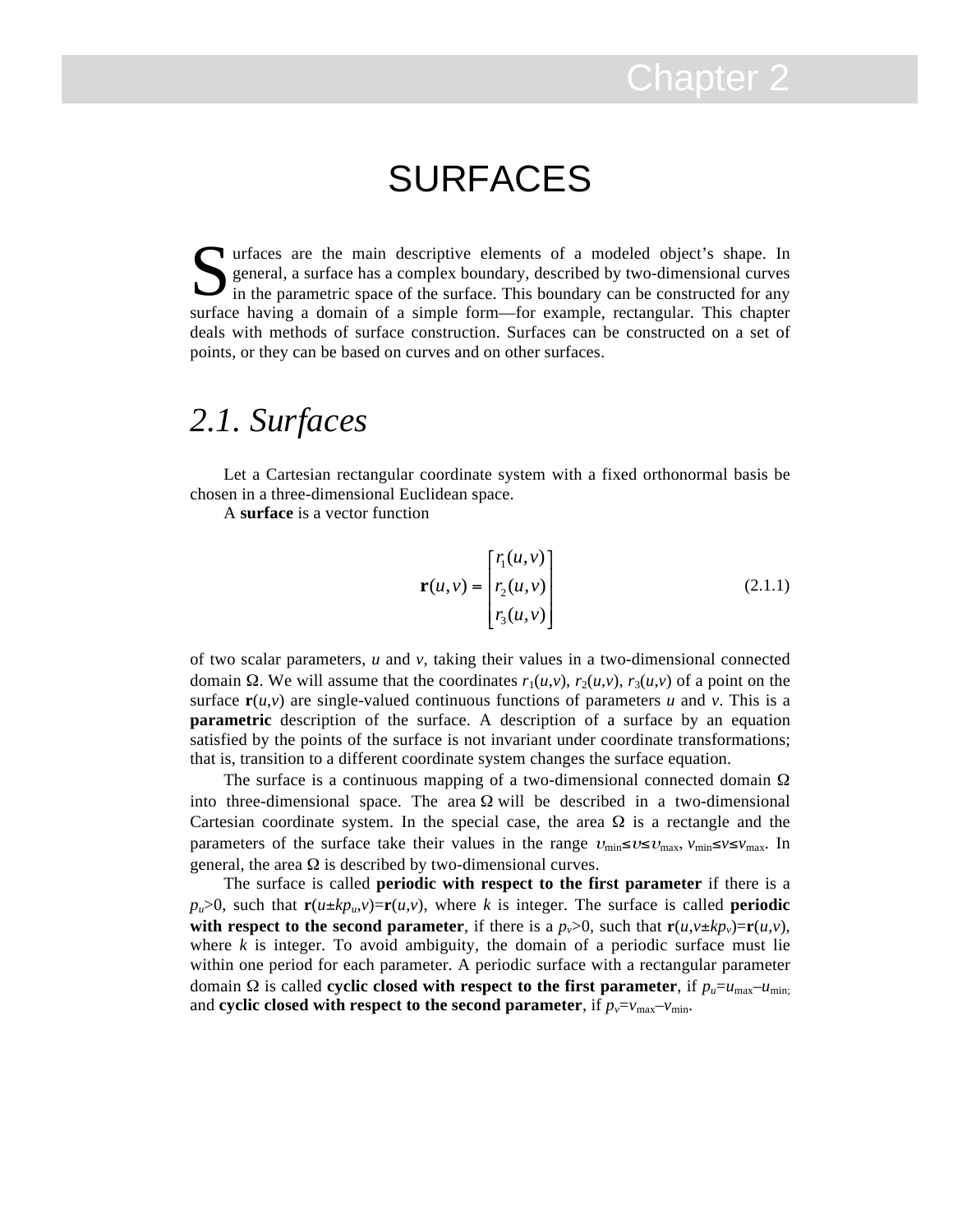# Chapter 2

# SURFACES

Surfaces are the main descriptive elements of a modeled object's shape. In general, a surface has a complex boundary, described by two-dimensional curves in the parametric space of the surface. This boundary can be constructed for any surface having a domain of a simple form—for example, rectangular. This chapter deals with methods of surface construction. Surfaces can be constructed on a set of points, or they can be based on curves and on other surfaces.

## *2.1. Surfaces*

Let a Cartesian rectangular coordinate system with a fixed orthonormal basis be chosen in a three-dimensional Euclidean space.

A **surface** is a vector function

$$\mathbf{r}(u,v) = \begin{bmatrix} r_1(u,v) \\ r_2(u,v) \\ r_3(u,v) \end{bmatrix} \tag{2.1.1}$$

of two scalar parameters, $u$ and $v$, taking their values in a two-dimensional connected domain $\Omega$. We will assume that the coordinates $r_1(u,v)$, $r_2(u,v)$, $r_3(u,v)$ of a point on the surface $\mathbf{r}(u,v)$ are single-valued continuous functions of parameters $u$ and $v$. This is a **parametric** description of the surface. A description of a surface by an equation satisfied by the points of the surface is not invariant under coordinate transformations; that is, transition to a different coordinate system changes the surface equation.

The surface is a continuous mapping of a two-dimensional connected domain $\Omega$ into three-dimensional space. The area $\Omega$ will be described in a two-dimensional Cartesian coordinate system. In the special case, the area $\Omega$ is a rectangle and the parameters of the surface take their values in the range $u_{\min} \le u \le u_{\max}$, $v_{\min} \le v \le v_{\max}$. In general, the area $\Omega$ is described by two-dimensional curves.

The surface is called **periodic with respect to the first parameter** if there is a $p_u > 0$, such that $\mathbf{r}(u \pm kp_u, v) = \mathbf{r}(u,v)$, where $k$ is integer. The surface is called **periodic with respect to the second parameter**, if there is a $p_v > 0$, such that $\mathbf{r}(u, v \pm kp_v) = \mathbf{r}(u,v)$, where $k$ is integer. To avoid ambiguity, the domain of a periodic surface must lie within one period for each parameter. A periodic surface with a rectangular parameter domain $\Omega$ is called **cyclic closed with respect to the first parameter**, if $p_u = u_{\max} - u_{\min}$; and **cyclic closed with respect to the second parameter**, if $p_v = v_{\max} - v_{\min}$.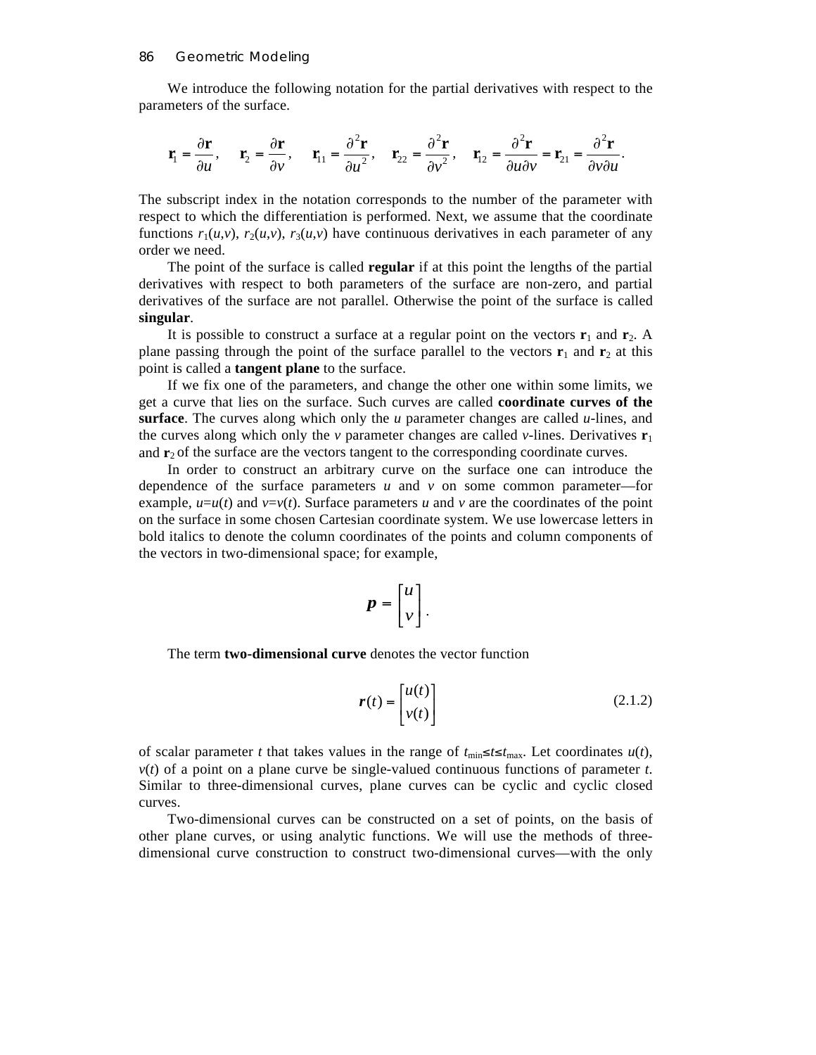We introduce the following notation for the partial derivatives with respect to the parameters of the surface.

$$\mathbf{r}_1 = \frac{\partial \mathbf{r}}{\partial u}, \quad \mathbf{r}_2 = \frac{\partial \mathbf{r}}{\partial v}, \quad \mathbf{r}_{11} = \frac{\partial^2 \mathbf{r}}{\partial u^2}, \quad \mathbf{r}_{22} = \frac{\partial^2 \mathbf{r}}{\partial v^2}, \quad \mathbf{r}_{12} = \frac{\partial^2 \mathbf{r}}{\partial u \partial v} = \mathbf{r}_{21} = \frac{\partial^2 \mathbf{r}}{\partial v \partial u}.$$

The subscript index in the notation corresponds to the number of the parameter with respect to which the differentiation is performed. Next, we assume that the coordinate functions $r_1(u,v)$, $r_2(u,v)$, $r_3(u,v)$ have continuous derivatives in each parameter of any order we need.

The point of the surface is called **regular** if at this point the lengths of the partial derivatives with respect to both parameters of the surface are non-zero, and partial derivatives of the surface are not parallel. Otherwise the point of the surface is called **singular**.

It is possible to construct a surface at a regular point on the vectors $\mathbf{r}_1$ and $\mathbf{r}_2$. A plane passing through the point of the surface parallel to the vectors $\mathbf{r}_1$ and $\mathbf{r}_2$ at this point is called a **tangent plane** to the surface.

If we fix one of the parameters, and change the other one within some limits, we get a curve that lies on the surface. Such curves are called **coordinate curves of the surface**. The curves along which only the *u* parameter changes are called *u*-lines, and the curves along which only the *v* parameter changes are called *v*-lines. Derivatives $\mathbf{r}_1$ and $\mathbf{r}_2$ of the surface are the vectors tangent to the corresponding coordinate curves.

In order to construct an arbitrary curve on the surface one can introduce the dependence of the surface parameters *u* and *v* on some common parameter—for example, $u=u(t)$ and $v=v(t)$. Surface parameters *u* and *v* are the coordinates of the point on the surface in some chosen Cartesian coordinate system. We use lowercase letters in bold italics to denote the column coordinates of the points and column components of the vectors in two-dimensional space; for example,

$$\boldsymbol{p} = \begin{bmatrix} u \\ v \end{bmatrix}.$$

The term **two-dimensional curve** denotes the vector function

$$\boldsymbol{r}(t) = \begin{bmatrix} u(t) \\ v(t) \end{bmatrix} \tag{2.1.2}$$

of scalar parameter *t* that takes values in the range of $t_{\min} \le t \le t_{\max}$. Let coordinates $u(t)$, $v(t)$ of a point on a plane curve be single-valued continuous functions of parameter *t*. Similar to three-dimensional curves, plane curves can be cyclic and cyclic closed curves.

Two-dimensional curves can be constructed on a set of points, on the basis of other plane curves, or using analytic functions. We will use the methods of three-dimensional curve construction to construct two-dimensional curves—with the only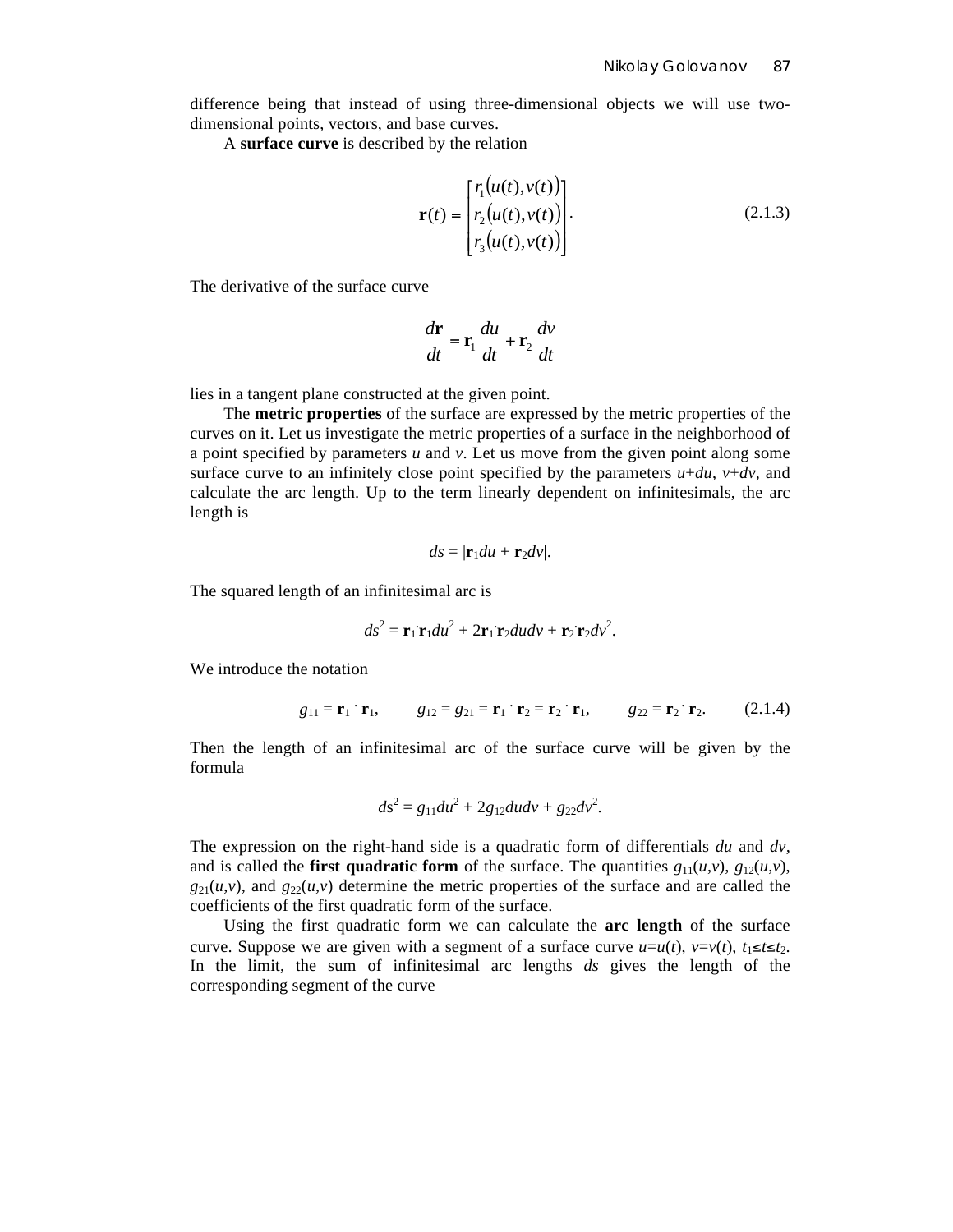difference being that instead of using three-dimensional objects we will use two-dimensional points, vectors, and base curves.

A **surface curve** is described by the relation

$$\mathbf{r}(t) = \begin{bmatrix} r_1(u(t), v(t)) \\ r_2(u(t), v(t)) \\ r_3(u(t), v(t)) \end{bmatrix}. \tag{2.1.3}$$

The derivative of the surface curve

$$\frac{d\mathbf{r}}{dt} = \mathbf{r}_1 \frac{du}{dt} + \mathbf{r}_2 \frac{dv}{dt}$$

lies in a tangent plane constructed at the given point.

The **metric properties** of the surface are expressed by the metric properties of the curves on it. Let us investigate the metric properties of a surface in the neighborhood of a point specified by parameters $u$ and $v$. Let us move from the given point along some surface curve to an infinitely close point specified by the parameters $u+du$, $v+dv$, and calculate the arc length. Up to the term linearly dependent on infinitesimals, the arc length is

$$ds = |\mathbf{r}_1 du + \mathbf{r}_2 dv|.$$

The squared length of an infinitesimal arc is

$$ds^2 = \mathbf{r}_1 \cdot \mathbf{r}_1 du^2 + 2\mathbf{r}_1 \cdot \mathbf{r}_2 du dv + \mathbf{r}_2 \cdot \mathbf{r}_2 dv^2.$$

We introduce the notation

$$g_{11} = \mathbf{r}_1 \cdot \mathbf{r}_1, \qquad g_{12} = g_{21} = \mathbf{r}_1 \cdot \mathbf{r}_2 = \mathbf{r}_2 \cdot \mathbf{r}_1, \qquad g_{22} = \mathbf{r}_2 \cdot \mathbf{r}_2. \tag{2.1.4}$$

Then the length of an infinitesimal arc of the surface curve will be given by the formula

$$ds^2 = g_{11} du^2 + 2g_{12} du dv + g_{22} dv^2.$$

The expression on the right-hand side is a quadratic form of differentials $du$ and $dv$, and is called the **first quadratic form** of the surface. The quantities $g_{11}(u,v)$, $g_{12}(u,v)$, $g_{21}(u,v)$, and $g_{22}(u,v)$ determine the metric properties of the surface and are called the coefficients of the first quadratic form of the surface.

Using the first quadratic form we can calculate the **arc length** of the surface curve. Suppose we are given with a segment of a surface curve $u=u(t)$, $v=v(t)$, $t_1 \leq t \leq t_2$. In the limit, the sum of infinitesimal arc lengths $ds$ gives the length of the corresponding segment of the curve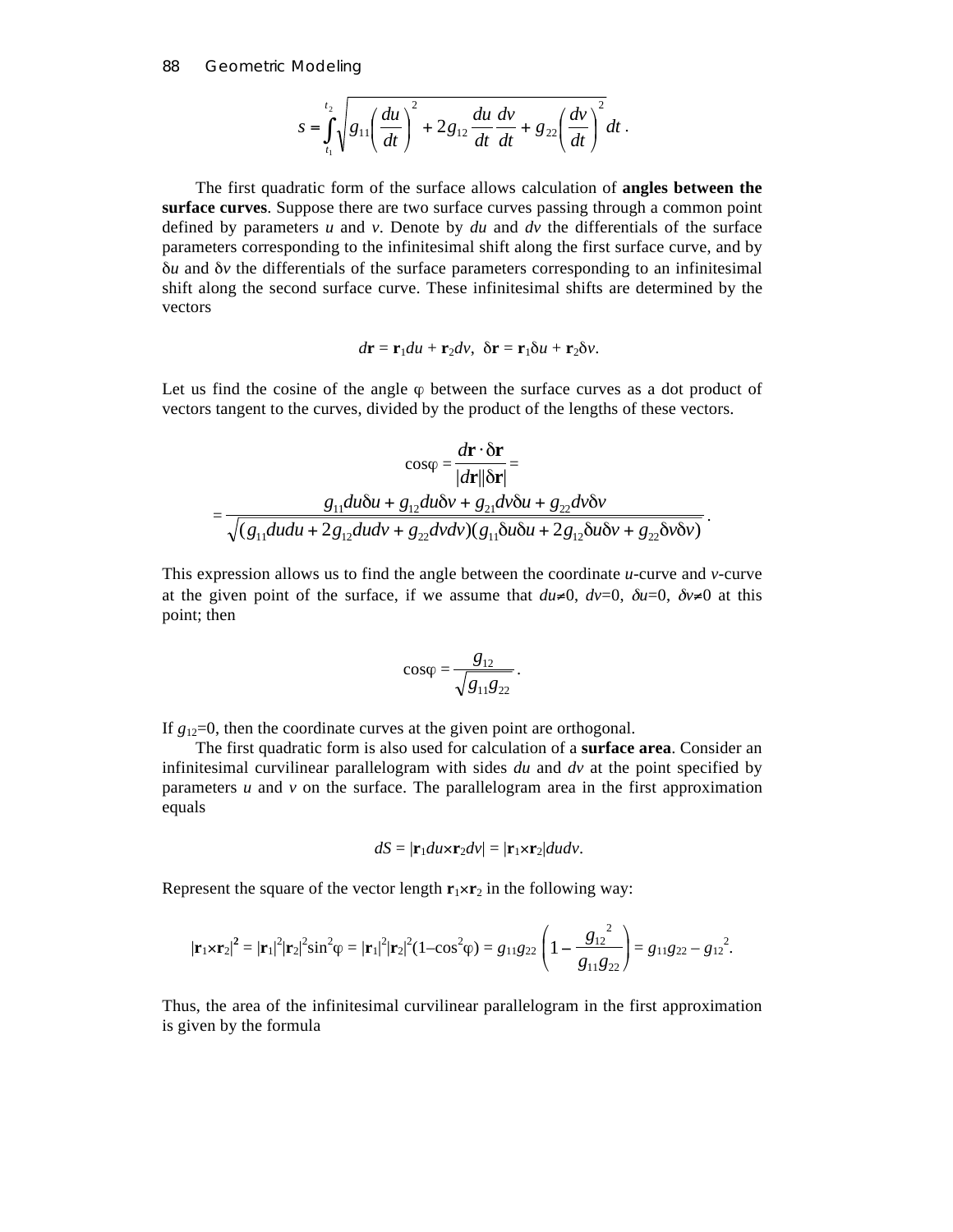$$s = \int_{t_1}^{t_2} \sqrt{g_{11}\left(\frac{du}{dt}\right)^2 + 2g_{12}\frac{du}{dt}\frac{dv}{dt} + g_{22}\left(\frac{dv}{dt}\right)^2}\, dt \,.$$

The first quadratic form of the surface allows calculation of **angles between the surface curves**. Suppose there are two surface curves passing through a common point defined by parameters $u$ and $v$. Denote by $du$ and $dv$ the differentials of the surface parameters corresponding to the infinitesimal shift along the first surface curve, and by $\delta u$ and $\delta v$ the differentials of the surface parameters corresponding to an infinitesimal shift along the second surface curve. These infinitesimal shifts are determined by the vectors

$$d\mathbf{r} = \mathbf{r}_1 du + \mathbf{r}_2 dv, \quad \delta\mathbf{r} = \mathbf{r}_1 \delta u + \mathbf{r}_2 \delta v.$$

Let us find the cosine of the angle $\varphi$ between the surface curves as a dot product of vectors tangent to the curves, divided by the product of the lengths of these vectors.

$$\cos\varphi = \frac{d\mathbf{r}\cdot\delta\mathbf{r}}{|d\mathbf{r}||\delta\mathbf{r}|} =$$

$$= \frac{g_{11}du\delta u + g_{12}du\delta v + g_{21}dv\delta u + g_{22}dv\delta v}{\sqrt{(g_{11}dudu + 2g_{12}dudv + g_{22}dvdv)(g_{11}\delta u\delta u + 2g_{12}\delta u\delta v + g_{22}\delta v\delta v)}} \,.$$

This expression allows us to find the angle between the coordinate $u$-curve and $v$-curve at the given point of the surface, if we assume that $du \neq 0$, $dv=0$, $\delta u=0$, $\delta v \neq 0$ at this point; then

$$\cos\varphi = \frac{g_{12}}{\sqrt{g_{11}g_{22}}} \,.$$

If $g_{12}=0$, then the coordinate curves at the given point are orthogonal.

The first quadratic form is also used for calculation of a **surface area**. Consider an infinitesimal curvilinear parallelogram with sides $du$ and $dv$ at the point specified by parameters $u$ and $v$ on the surface. The parallelogram area in the first approximation equals

$$dS = |\mathbf{r}_1 du \times \mathbf{r}_2 dv| = |\mathbf{r}_1 \times \mathbf{r}_2| du dv.$$

Represent the square of the vector length $\mathbf{r}_1 \times \mathbf{r}_2$ in the following way:

$$|\mathbf{r}_1 \times \mathbf{r}_2|^2 = |\mathbf{r}_1|^2 |\mathbf{r}_2|^2 \sin^2\varphi = |\mathbf{r}_1|^2 |\mathbf{r}_2|^2 (1 - \cos^2\varphi) = g_{11}g_{22}\left(1 - \frac{g_{12}^{\;2}}{g_{11}g_{22}}\right) = g_{11}g_{22} - g_{12}^{\;2}.$$

Thus, the area of the infinitesimal curvilinear parallelogram in the first approximation is given by the formula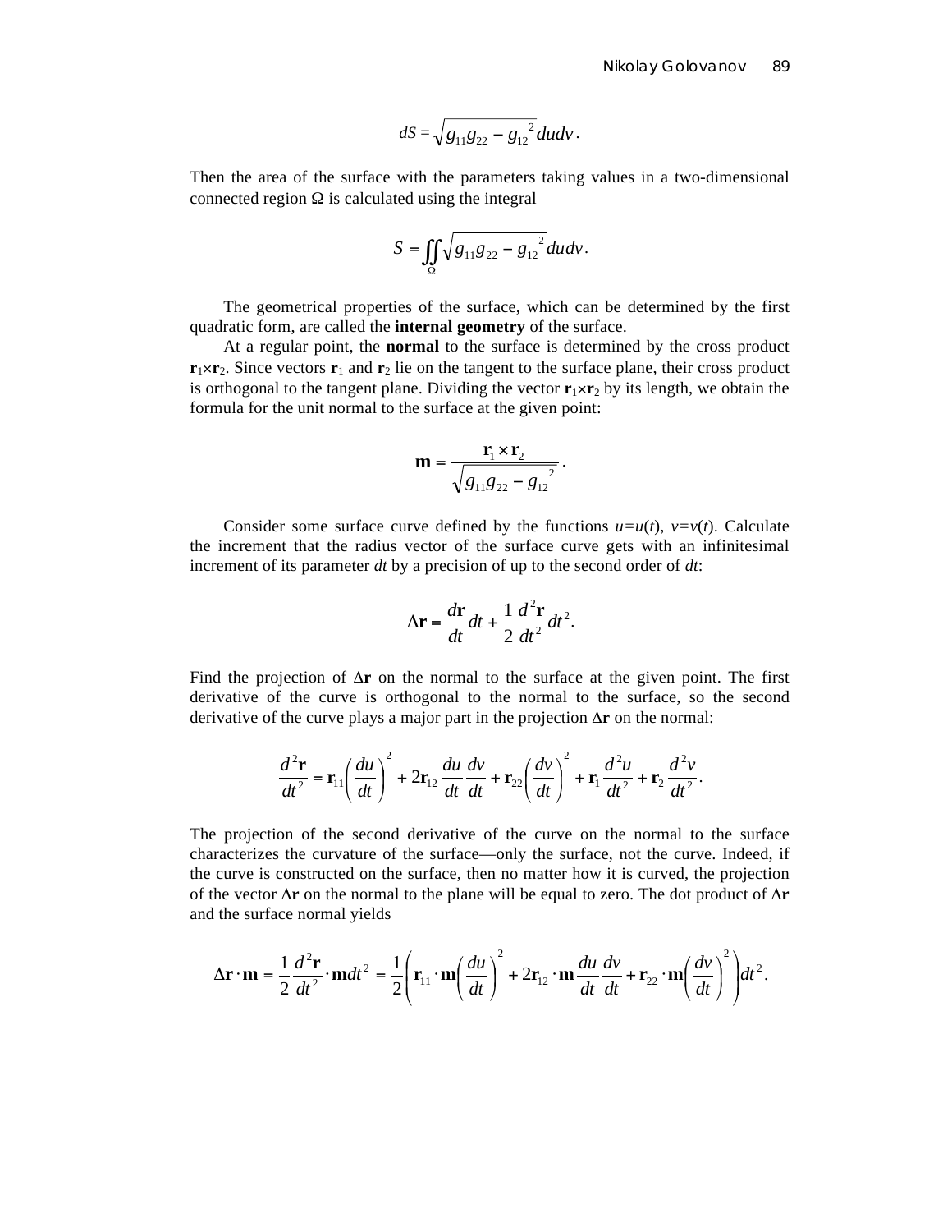$$dS = \sqrt{g_{11}g_{22} - g_{12}{}^2}\,dudv\,.$$

Then the area of the surface with the parameters taking values in a two-dimensional connected region $\Omega$ is calculated using the integral

$$S = \iint_{\Omega} \sqrt{g_{11}g_{22} - g_{12}{}^2}\,dudv\,.$$

The geometrical properties of the surface, which can be determined by the first quadratic form, are called the **internal geometry** of the surface.

At a regular point, the **normal** to the surface is determined by the cross product $\mathbf{r}_1 \times \mathbf{r}_2$. Since vectors $\mathbf{r}_1$ and $\mathbf{r}_2$ lie on the tangent to the surface plane, their cross product is orthogonal to the tangent plane. Dividing the vector $\mathbf{r}_1 \times \mathbf{r}_2$ by its length, we obtain the formula for the unit normal to the surface at the given point:

$$\mathbf{m} = \frac{\mathbf{r}_1 \times \mathbf{r}_2}{\sqrt{g_{11}g_{22} - g_{12}{}^2}}\,.$$

Consider some surface curve defined by the functions $u=u(t)$, $v=v(t)$. Calculate the increment that the radius vector of the surface curve gets with an infinitesimal increment of its parameter $dt$ by a precision of up to the second order of $dt$:

$$\Delta\mathbf{r} = \frac{d\mathbf{r}}{dt}dt + \frac{1}{2}\frac{d^2\mathbf{r}}{dt^2}dt^2.$$

Find the projection of $\Delta\mathbf{r}$ on the normal to the surface at the given point. The first derivative of the curve is orthogonal to the normal to the surface, so the second derivative of the curve plays a major part in the projection $\Delta\mathbf{r}$ on the normal:

$$\frac{d^2\mathbf{r}}{dt^2} = \mathbf{r}_{11}\left(\frac{du}{dt}\right)^2 + 2\mathbf{r}_{12}\frac{du}{dt}\frac{dv}{dt} + \mathbf{r}_{22}\left(\frac{dv}{dt}\right)^2 + \mathbf{r}_1\frac{d^2u}{dt^2} + \mathbf{r}_2\frac{d^2v}{dt^2}\,.$$

The projection of the second derivative of the curve on the normal to the surface characterizes the curvature of the surface—only the surface, not the curve. Indeed, if the curve is constructed on the surface, then no matter how it is curved, the projection of the vector $\Delta\mathbf{r}$ on the normal to the plane will be equal to zero. The dot product of $\Delta\mathbf{r}$ and the surface normal yields

$$\Delta\mathbf{r}\cdot\mathbf{m} = \frac{1}{2}\frac{d^2\mathbf{r}}{dt^2}\cdot\mathbf{m}dt^2 = \frac{1}{2}\left(\mathbf{r}_{11}\cdot\mathbf{m}\left(\frac{du}{dt}\right)^2 + 2\mathbf{r}_{12}\cdot\mathbf{m}\frac{du}{dt}\frac{dv}{dt} + \mathbf{r}_{22}\cdot\mathbf{m}\left(\frac{dv}{dt}\right)^2\right)dt^2.$$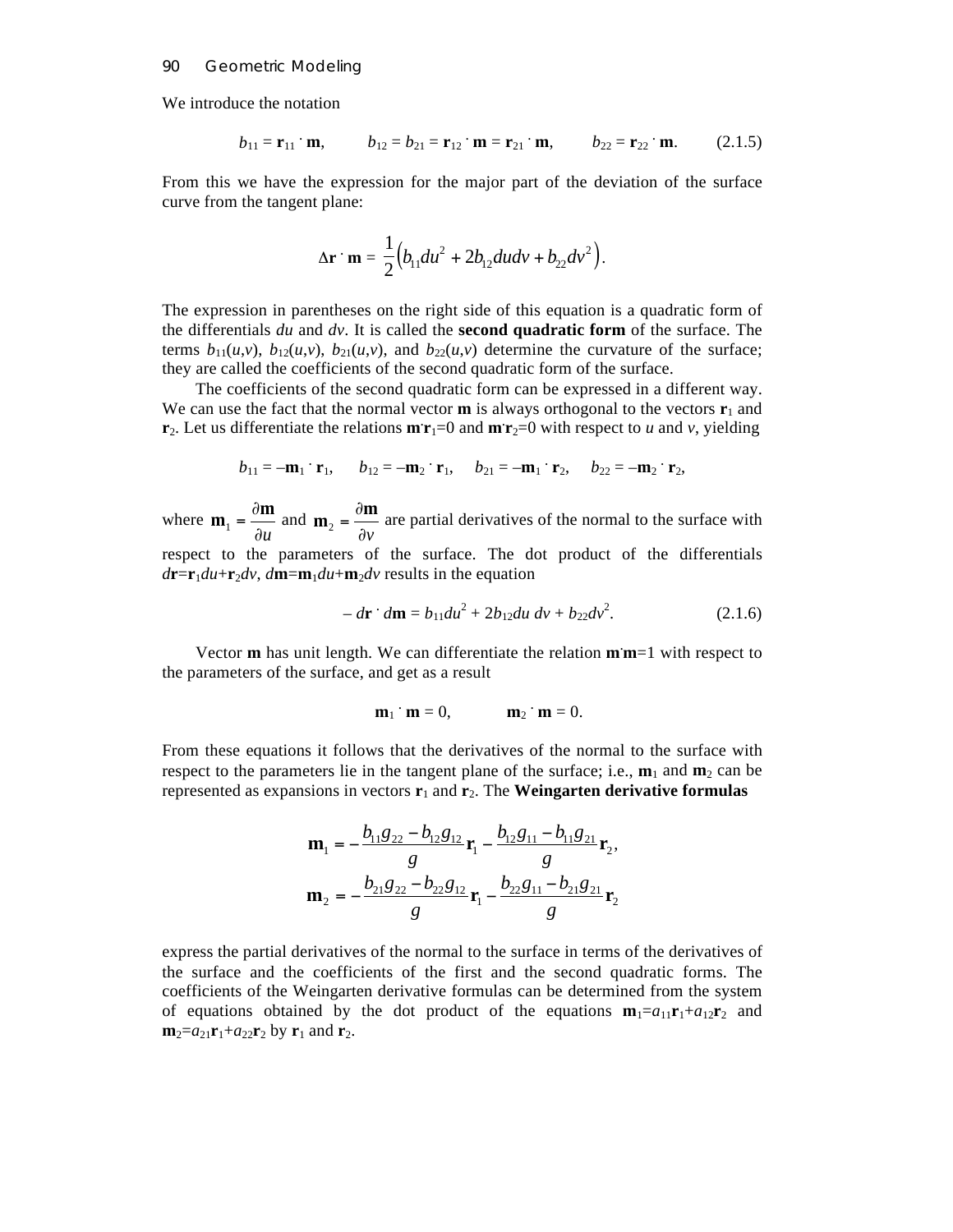We introduce the notation

$$b_{11} = \mathbf{r}_{11} \cdot \mathbf{m}, \qquad b_{12} = b_{21} = \mathbf{r}_{12} \cdot \mathbf{m} = \mathbf{r}_{21} \cdot \mathbf{m}, \qquad b_{22} = \mathbf{r}_{22} \cdot \mathbf{m}. \tag{2.1.5}$$

From this we have the expression for the major part of the deviation of the surface curve from the tangent plane:

$$\Delta\mathbf{r} \cdot \mathbf{m} = \frac{1}{2}\left(b_{11}du^2 + 2b_{12}du dv + b_{22}dv^2\right).$$

The expression in parentheses on the right side of this equation is a quadratic form of the differentials $du$ and $dv$. It is called the **second quadratic form** of the surface. The terms $b_{11}(u,v)$, $b_{12}(u,v)$, $b_{21}(u,v)$, and $b_{22}(u,v)$ determine the curvature of the surface; they are called the coefficients of the second quadratic form of the surface.

The coefficients of the second quadratic form can be expressed in a different way. We can use the fact that the normal vector $\mathbf{m}$ is always orthogonal to the vectors $\mathbf{r}_1$ and $\mathbf{r}_2$. Let us differentiate the relations $\mathbf{m} \cdot \mathbf{r}_1=0$ and $\mathbf{m} \cdot \mathbf{r}_2=0$ with respect to $u$ and $v$, yielding

$$b_{11} = -\mathbf{m}_1 \cdot \mathbf{r}_1, \quad b_{12} = -\mathbf{m}_2 \cdot \mathbf{r}_1, \quad b_{21} = -\mathbf{m}_1 \cdot \mathbf{r}_2, \quad b_{22} = -\mathbf{m}_2 \cdot \mathbf{r}_2,$$

where $\mathbf{m}_1 = \dfrac{\partial \mathbf{m}}{\partial u}$ and $\mathbf{m}_2 = \dfrac{\partial \mathbf{m}}{\partial v}$ are partial derivatives of the normal to the surface with respect to the parameters of the surface. The dot product of the differentials $d\mathbf{r}=\mathbf{r}_1du+\mathbf{r}_2dv$, $d\mathbf{m}=\mathbf{m}_1du+\mathbf{m}_2dv$ results in the equation

$$-d\mathbf{r} \cdot d\mathbf{m} = b_{11}du^2 + 2b_{12}du\, dv + b_{22}dv^2. \tag{2.1.6}$$

Vector $\mathbf{m}$ has unit length. We can differentiate the relation $\mathbf{m} \cdot \mathbf{m}=1$ with respect to the parameters of the surface, and get as a result

$$\mathbf{m}_1 \cdot \mathbf{m} = 0, \qquad \mathbf{m}_2 \cdot \mathbf{m} = 0.$$

From these equations it follows that the derivatives of the normal to the surface with respect to the parameters lie in the tangent plane of the surface; i.e., $\mathbf{m}_1$ and $\mathbf{m}_2$ can be represented as expansions in vectors $\mathbf{r}_1$ and $\mathbf{r}_2$. The **Weingarten derivative formulas**

$$\mathbf{m}_1 = -\frac{b_{11}g_{22} - b_{12}g_{12}}{g}\mathbf{r}_1 - \frac{b_{12}g_{11} - b_{11}g_{21}}{g}\mathbf{r}_2,$$
$$\mathbf{m}_2 = -\frac{b_{21}g_{22} - b_{22}g_{12}}{g}\mathbf{r}_1 - \frac{b_{22}g_{11} - b_{21}g_{21}}{g}\mathbf{r}_2$$

express the partial derivatives of the normal to the surface in terms of the derivatives of the surface and the coefficients of the first and the second quadratic forms. The coefficients of the Weingarten derivative formulas can be determined from the system of equations obtained by the dot product of the equations $\mathbf{m}_1=a_{11}\mathbf{r}_1+a_{12}\mathbf{r}_2$ and $\mathbf{m}_2=a_{21}\mathbf{r}_1+a_{22}\mathbf{r}_2$ by $\mathbf{r}_1$ and $\mathbf{r}_2$.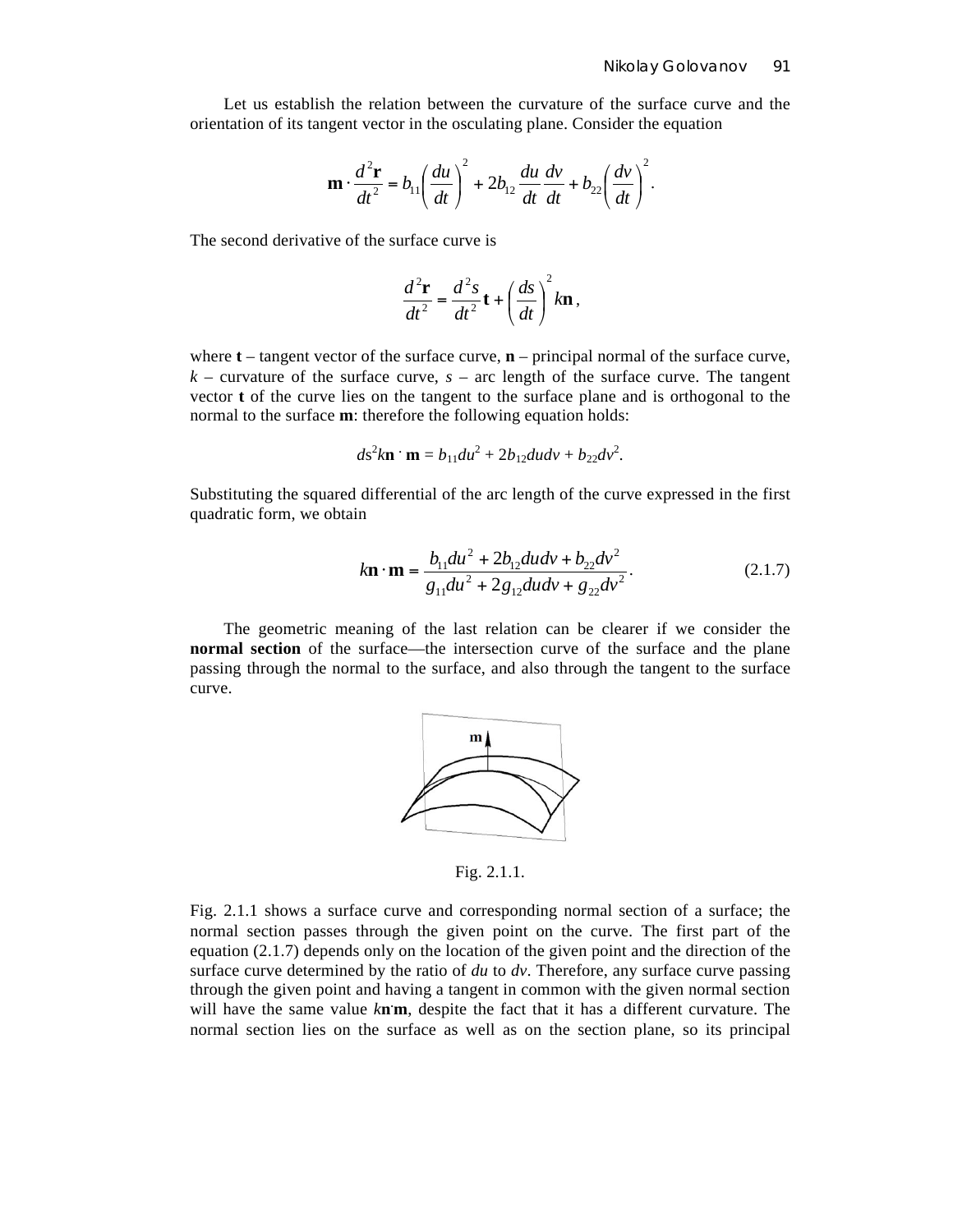Let us establish the relation between the curvature of the surface curve and the orientation of its tangent vector in the osculating plane. Consider the equation

$$\mathbf{m} \cdot \frac{d^2\mathbf{r}}{dt^2} = b_{11}\left(\frac{du}{dt}\right)^2 + 2b_{12}\frac{du}{dt}\frac{dv}{dt} + b_{22}\left(\frac{dv}{dt}\right)^2.$$

The second derivative of the surface curve is

$$\frac{d^2\mathbf{r}}{dt^2} = \frac{d^2s}{dt^2}\mathbf{t} + \left(\frac{ds}{dt}\right)^2 k\mathbf{n},$$

where **t** – tangent vector of the surface curve, **n** – principal normal of the surface curve, $k$ – curvature of the surface curve, $s$ – arc length of the surface curve. The tangent vector **t** of the curve lies on the tangent to the surface plane and is orthogonal to the normal to the surface **m**: therefore the following equation holds:

$$ds^2 k\mathbf{n} \cdot \mathbf{m} = b_{11}du^2 + 2b_{12}dudv + b_{22}dv^2.$$

Substituting the squared differential of the arc length of the curve expressed in the first quadratic form, we obtain

$$k\mathbf{n} \cdot \mathbf{m} = \frac{b_{11}du^2 + 2b_{12}dudv + b_{22}dv^2}{g_{11}du^2 + 2g_{12}dudv + g_{22}dv^2}. \tag{2.1.7}$$

The geometric meaning of the last relation can be clearer if we consider the **normal section** of the surface—the intersection curve of the surface and the plane passing through the normal to the surface, and also through the tangent to the surface curve.

Fig. 2.1.1.

Fig. 2.1.1 shows a surface curve and corresponding normal section of a surface; the normal section passes through the given point on the curve. The first part of the equation (2.1.7) depends only on the location of the given point and the direction of the surface curve determined by the ratio of $du$ to $dv$. Therefore, any surface curve passing through the given point and having a tangent in common with the given normal section will have the same value $k\mathbf{n} \cdot \mathbf{m}$, despite the fact that it has a different curvature. The normal section lies on the surface as well as on the section plane, so its principal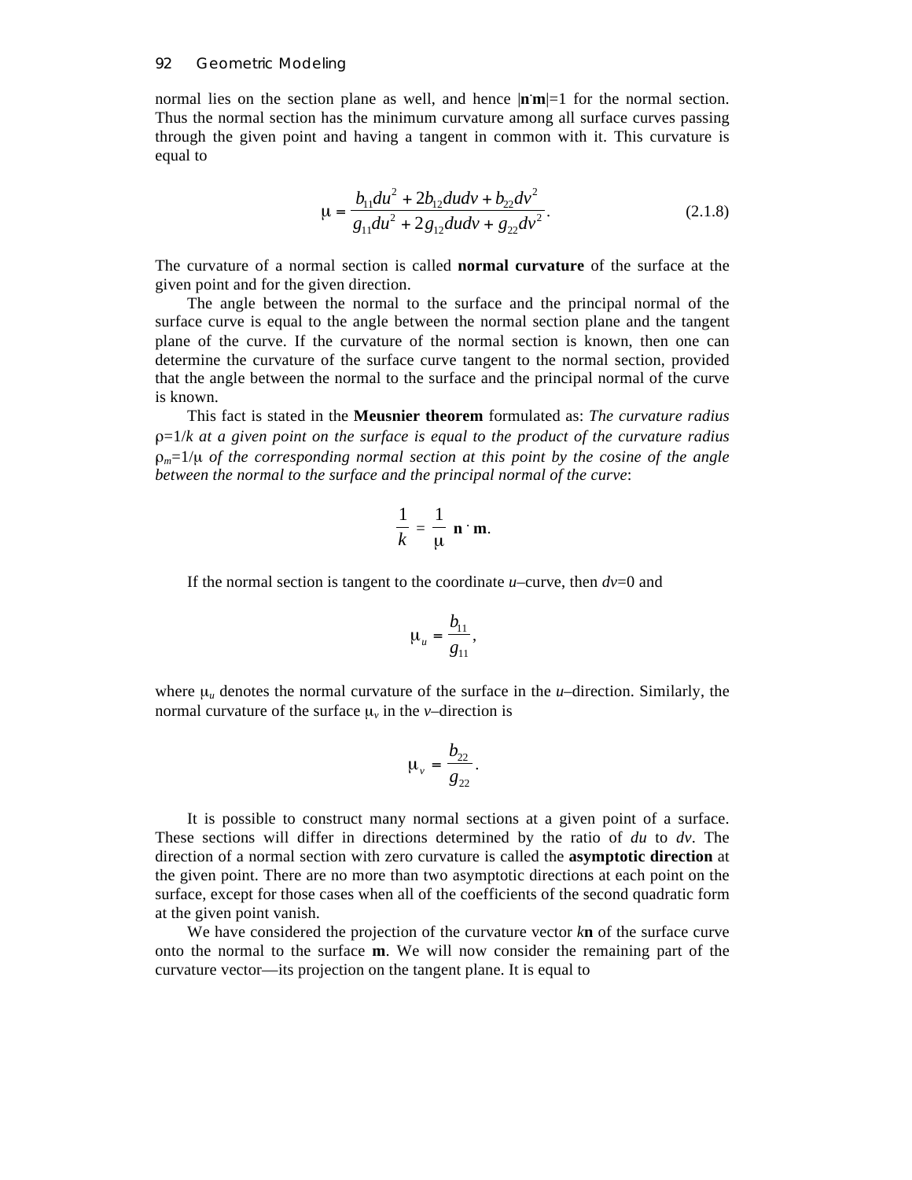normal lies on the section plane as well, and hence $|\mathbf{n}\cdot\mathbf{m}|=1$ for the normal section. Thus the normal section has the minimum curvature among all surface curves passing through the given point and having a tangent in common with it. This curvature is equal to

$$\mu = \frac{b_{11}du^2 + 2b_{12}dudv + b_{22}dv^2}{g_{11}du^2 + 2g_{12}dudv + g_{22}dv^2}. \tag{2.1.8}$$

The curvature of a normal section is called **normal curvature** of the surface at the given point and for the given direction.

The angle between the normal to the surface and the principal normal of the surface curve is equal to the angle between the normal section plane and the tangent plane of the curve. If the curvature of the normal section is known, then one can determine the curvature of the surface curve tangent to the normal section, provided that the angle between the normal to the surface and the principal normal of the curve is known.

This fact is stated in the **Meusnier theorem** formulated as: *The curvature radius* $\rho=1/k$ *at a given point on the surface is equal to the product of the curvature radius* $\rho_m=1/\mu$ *of the corresponding normal section at this point by the cosine of the angle between the normal to the surface and the principal normal of the curve*:

$$\frac{1}{k} = \frac{1}{\mu}\, \mathbf{n}\cdot\mathbf{m}.$$

If the normal section is tangent to the coordinate *u*–curve, then $dv=0$ and

$$\mu_u = \frac{b_{11}}{g_{11}},$$

where $\mu_u$ denotes the normal curvature of the surface in the *u*–direction. Similarly, the normal curvature of the surface $\mu_v$ in the *v*–direction is

$$\mu_v = \frac{b_{22}}{g_{22}}.$$

It is possible to construct many normal sections at a given point of a surface. These sections will differ in directions determined by the ratio of $du$ to $dv$. The direction of a normal section with zero curvature is called the **asymptotic direction** at the given point. There are no more than two asymptotic directions at each point on the surface, except for those cases when all of the coefficients of the second quadratic form at the given point vanish.

We have considered the projection of the curvature vector $k\mathbf{n}$ of the surface curve onto the normal to the surface $\mathbf{m}$. We will now consider the remaining part of the curvature vector—its projection on the tangent plane. It is equal to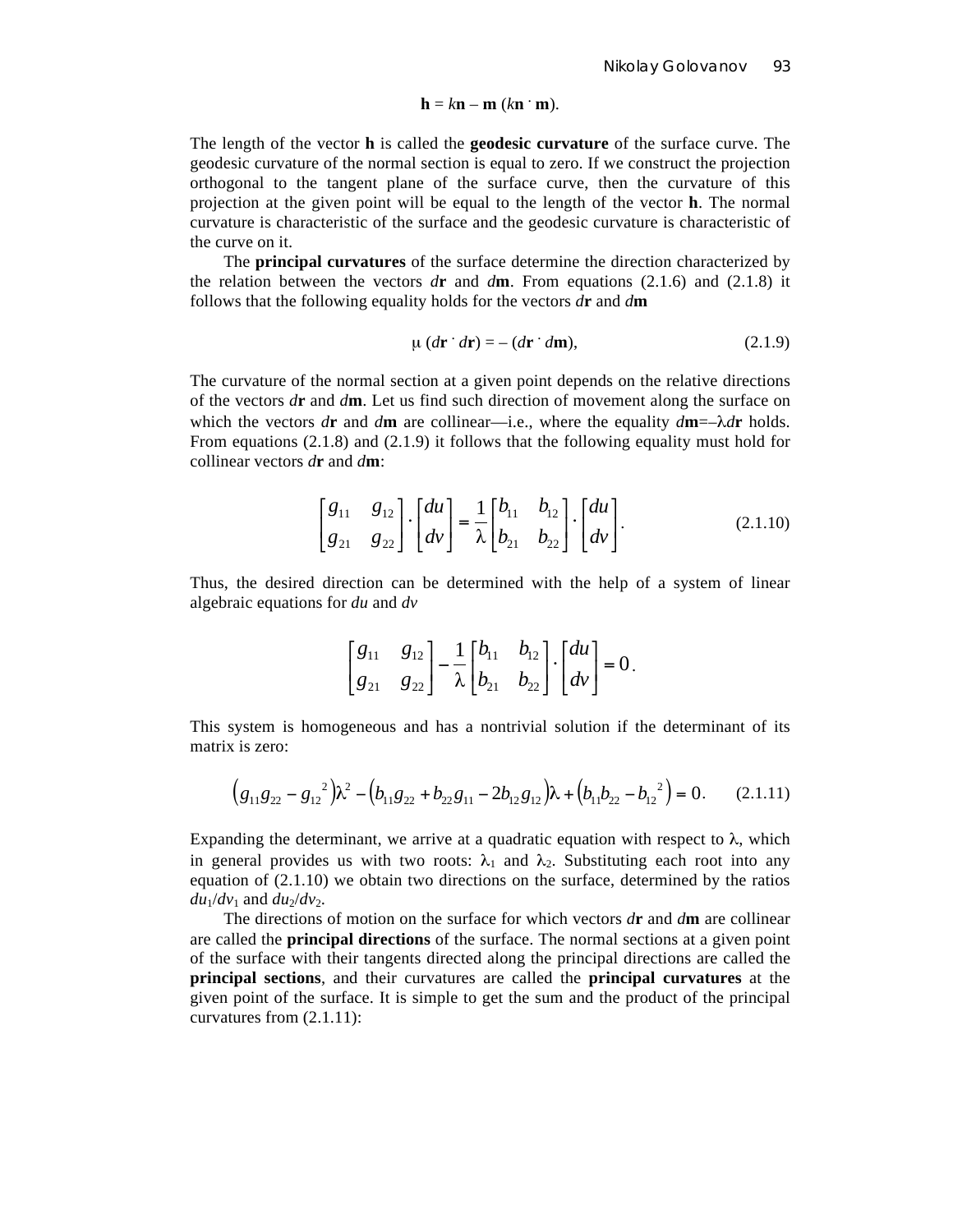$$\mathbf{h} = k\mathbf{n} - \mathbf{m}\,(k\mathbf{n} \cdot \mathbf{m}).$$

The length of the vector **h** is called the **geodesic curvature** of the surface curve. The geodesic curvature of the normal section is equal to zero. If we construct the projection orthogonal to the tangent plane of the surface curve, then the curvature of this projection at the given point will be equal to the length of the vector **h**. The normal curvature is characteristic of the surface and the geodesic curvature is characteristic of the curve on it.

The **principal curvatures** of the surface determine the direction characterized by the relation between the vectors $d\mathbf{r}$ and $d\mathbf{m}$. From equations (2.1.6) and (2.1.8) it follows that the following equality holds for the vectors $d\mathbf{r}$ and $d\mathbf{m}$

$$\mu\,(d\mathbf{r} \cdot d\mathbf{r}) = -\,(d\mathbf{r} \cdot d\mathbf{m}), \tag{2.1.9}$$

The curvature of the normal section at a given point depends on the relative directions of the vectors $d\mathbf{r}$ and $d\mathbf{m}$. Let us find such direction of movement along the surface on which the vectors $d\mathbf{r}$ and $d\mathbf{m}$ are collinear—i.e., where the equality $d\mathbf{m}=-\lambda d\mathbf{r}$ holds. From equations (2.1.8) and (2.1.9) it follows that the following equality must hold for collinear vectors $d\mathbf{r}$ and $d\mathbf{m}$:

$$\begin{bmatrix} g_{11} & g_{12} \\ g_{21} & g_{22} \end{bmatrix} \cdot \begin{bmatrix} du \\ dv \end{bmatrix} = \frac{1}{\lambda} \begin{bmatrix} b_{11} & b_{12} \\ b_{21} & b_{22} \end{bmatrix} \cdot \begin{bmatrix} du \\ dv \end{bmatrix}. \tag{2.1.10}$$

Thus, the desired direction can be determined with the help of a system of linear algebraic equations for $du$ and $dv$

$$\left( \begin{bmatrix} g_{11} & g_{12} \\ g_{21} & g_{22} \end{bmatrix} - \frac{1}{\lambda} \begin{bmatrix} b_{11} & b_{12} \\ b_{21} & b_{22} \end{bmatrix} \right) \cdot \begin{bmatrix} du \\ dv \end{bmatrix} = 0.$$

This system is homogeneous and has a nontrivial solution if the determinant of its matrix is zero:

$$\left(g_{11}g_{22} - g_{12}^{\;2}\right)\lambda^2 - \left(b_{11}g_{22} + b_{22}g_{11} - 2b_{12}g_{12}\right)\lambda + \left(b_{11}b_{22} - b_{12}^{\;2}\right) = 0. \tag{2.1.11}$$

Expanding the determinant, we arrive at a quadratic equation with respect to $\lambda$, which in general provides us with two roots: $\lambda_1$ and $\lambda_2$. Substituting each root into any equation of (2.1.10) we obtain two directions on the surface, determined by the ratios $du_1/dv_1$ and $du_2/dv_2$.

The directions of motion on the surface for which vectors $d\mathbf{r}$ and $d\mathbf{m}$ are collinear are called the **principal directions** of the surface. The normal sections at a given point of the surface with their tangents directed along the principal directions are called the **principal sections**, and their curvatures are called the **principal curvatures** at the given point of the surface. It is simple to get the sum and the product of the principal curvatures from (2.1.11):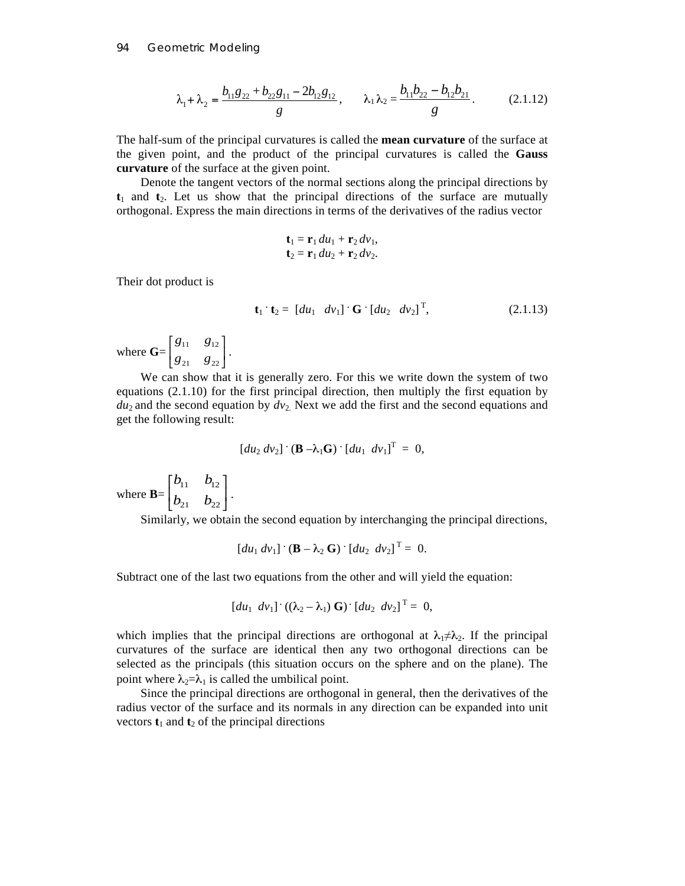$$\lambda_1 + \lambda_2 = \frac{b_{11}g_{22} + b_{22}g_{11} - 2b_{12}g_{12}}{g}, \qquad \lambda_1 \lambda_2 = \frac{b_{11}b_{22} - b_{12}b_{21}}{g}. \tag{2.1.12}$$

The half-sum of the principal curvatures is called the **mean curvature** of the surface at the given point, and the product of the principal curvatures is called the **Gauss curvature** of the surface at the given point.

Denote the tangent vectors of the normal sections along the principal directions by $\mathbf{t}_1$ and $\mathbf{t}_2$. Let us show that the principal directions of the surface are mutually orthogonal. Express the main directions in terms of the derivatives of the radius vector

$$\mathbf{t}_1 = \mathbf{r}_1\, du_1 + \mathbf{r}_2\, dv_1,$$
$$\mathbf{t}_2 = \mathbf{r}_1\, du_2 + \mathbf{r}_2\, dv_2.$$

Their dot product is

$$\mathbf{t}_1 \cdot \mathbf{t}_2 = [du_1 \quad dv_1] \cdot \mathbf{G} \cdot [du_2 \quad dv_2]^{\mathrm{T}}, \tag{2.1.13}$$

where $\mathbf{G} = \begin{bmatrix} g_{11} & g_{12} \\ g_{21} & g_{22} \end{bmatrix}$.

We can show that it is generally zero. For this we write down the system of two equations (2.1.10) for the first principal direction, then multiply the first equation by $du_2$ and the second equation by $dv_2$. Next we add the first and the second equations and get the following result:

$$[du_2 \; dv_2] \cdot (\mathbf{B} - \lambda_1 \mathbf{G}) \cdot [du_1 \; dv_1]^{\mathrm{T}} = 0,$$

where $\mathbf{B} = \begin{bmatrix} b_{11} & b_{12} \\ b_{21} & b_{22} \end{bmatrix}$.

Similarly, we obtain the second equation by interchanging the principal directions,

$$[du_1 \; dv_1] \cdot (\mathbf{B} - \lambda_2 \mathbf{G}) \cdot [du_2 \; dv_2]^{\mathrm{T}} = 0.$$

Subtract one of the last two equations from the other and will yield the equation:

$$[du_1 \; dv_1] \cdot ((\lambda_2 - \lambda_1)\, \mathbf{G}) \cdot [du_2 \; dv_2]^{\mathrm{T}} = 0,$$

which implies that the principal directions are orthogonal at $\lambda_1 \neq \lambda_2$. If the principal curvatures of the surface are identical then any two orthogonal directions can be selected as the principals (this situation occurs on the sphere and on the plane). The point where $\lambda_2 = \lambda_1$ is called the umbilical point.

Since the principal directions are orthogonal in general, then the derivatives of the radius vector of the surface and its normals in any direction can be expanded into unit vectors $\mathbf{t}_1$ and $\mathbf{t}_2$ of the principal directions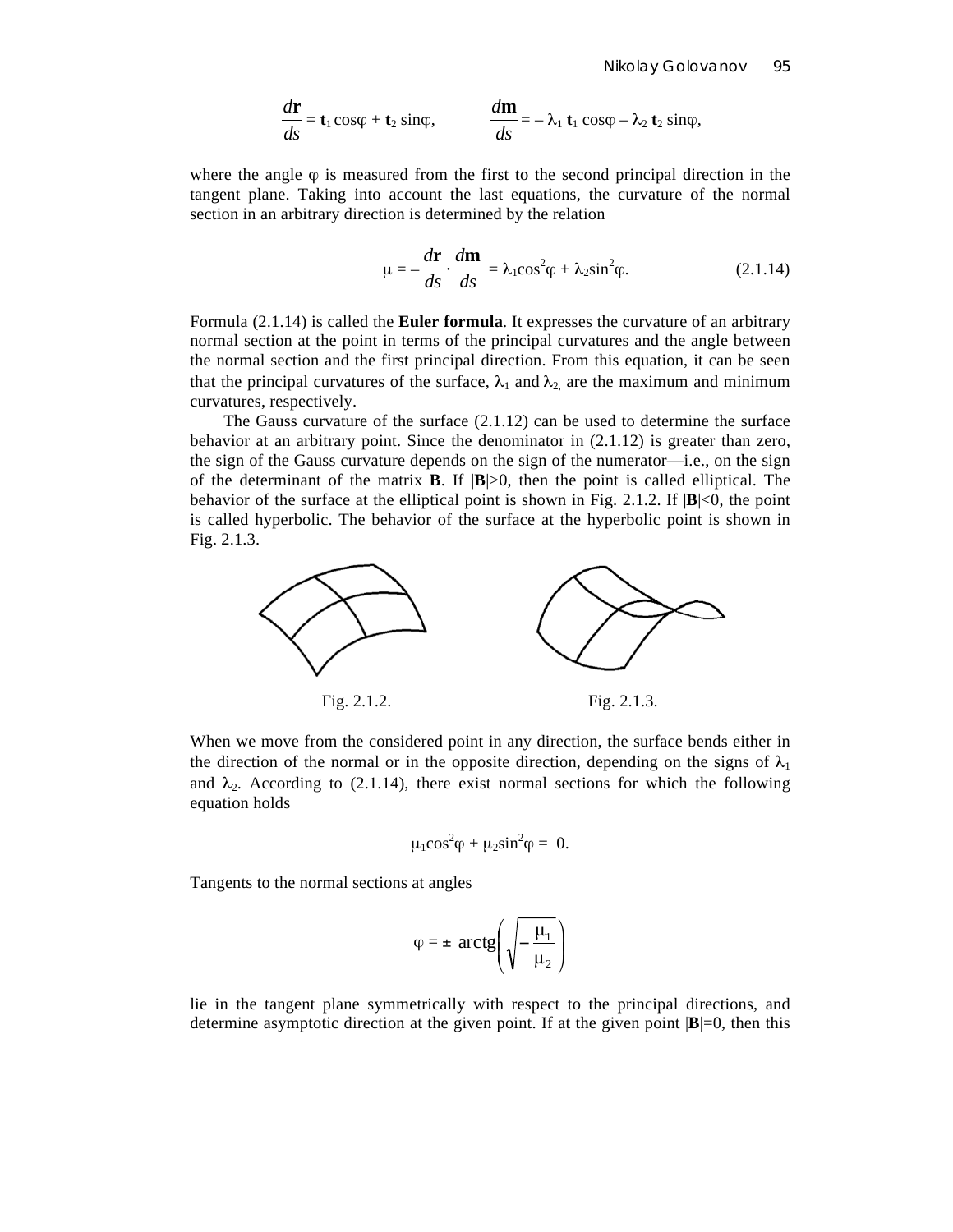$$\frac{d\mathbf{r}}{ds} = \mathbf{t}_1 \cos\varphi + \mathbf{t}_2 \sin\varphi, \qquad \frac{d\mathbf{m}}{ds} = -\lambda_1 \mathbf{t}_1 \cos\varphi - \lambda_2 \mathbf{t}_2 \sin\varphi,$$

where the angle $\varphi$ is measured from the first to the second principal direction in the tangent plane. Taking into account the last equations, the curvature of the normal section in an arbitrary direction is determined by the relation

$$\mu = -\frac{d\mathbf{r}}{ds} \cdot \frac{d\mathbf{m}}{ds} = \lambda_1 \cos^2\varphi + \lambda_2 \sin^2\varphi. \tag{2.1.14}$$

Formula (2.1.14) is called the **Euler formula**. It expresses the curvature of an arbitrary normal section at the point in terms of the principal curvatures and the angle between the normal section and the first principal direction. From this equation, it can be seen that the principal curvatures of the surface, $\lambda_1$ and $\lambda_2$, are the maximum and minimum curvatures, respectively.

The Gauss curvature of the surface (2.1.12) can be used to determine the surface behavior at an arbitrary point. Since the denominator in (2.1.12) is greater than zero, the sign of the Gauss curvature depends on the sign of the numerator—i.e., on the sign of the determinant of the matrix **B**. If $|\mathbf{B}|>0$, then the point is called elliptical. The behavior of the surface at the elliptical point is shown in Fig. 2.1.2. If $|\mathbf{B}|<0$, the point is called hyperbolic. The behavior of the surface at the hyperbolic point is shown in Fig. 2.1.3.

Fig. 2.1.2.

Fig. 2.1.3.

When we move from the considered point in any direction, the surface bends either in the direction of the normal or in the opposite direction, depending on the signs of $\lambda_1$ and $\lambda_2$. According to (2.1.14), there exist normal sections for which the following equation holds

$$\mu_1 \cos^2\varphi + \mu_2 \sin^2\varphi = 0.$$

Tangents to the normal sections at angles

$$\varphi = \pm \operatorname{arctg}\left(\sqrt{-\frac{\mu_1}{\mu_2}}\right)$$

lie in the tangent plane symmetrically with respect to the principal directions, and determine asymptotic direction at the given point. If at the given point $|\mathbf{B}|=0$, then this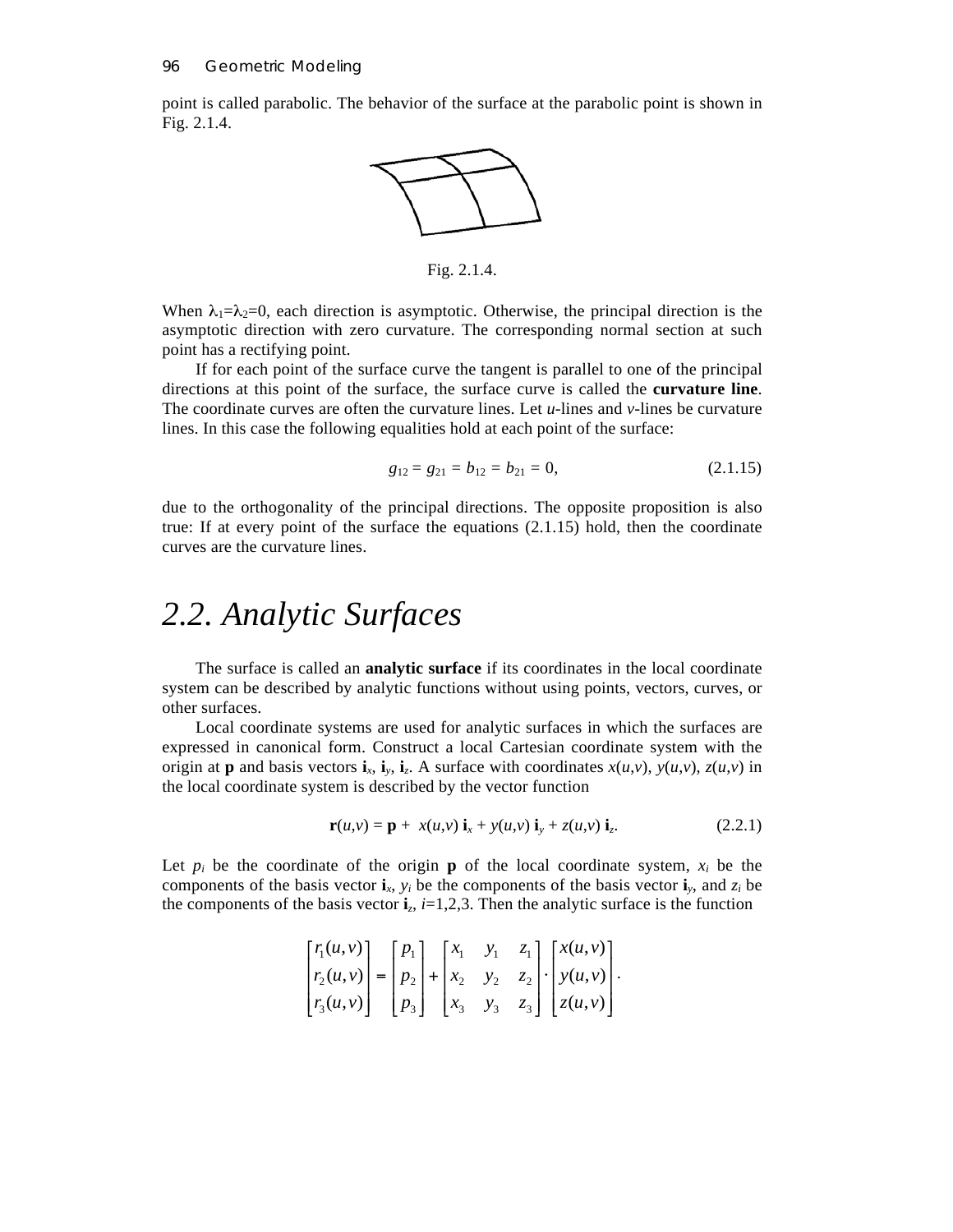point is called parabolic. The behavior of the surface at the parabolic point is shown in Fig. 2.1.4.

Fig. 2.1.4.

When $\lambda_1=\lambda_2=0$, each direction is asymptotic. Otherwise, the principal direction is the asymptotic direction with zero curvature. The corresponding normal section at such point has a rectifying point.

If for each point of the surface curve the tangent is parallel to one of the principal directions at this point of the surface, the surface curve is called the **curvature line**. The coordinate curves are often the curvature lines. Let *u*-lines and *v*-lines be curvature lines. In this case the following equalities hold at each point of the surface:

$$g_{12} = g_{21} = b_{12} = b_{21} = 0, \tag{2.1.15}$$

due to the orthogonality of the principal directions. The opposite proposition is also true: If at every point of the surface the equations (2.1.15) hold, then the coordinate curves are the curvature lines.

# 2.2. Analytic Surfaces

The surface is called an **analytic surface** if its coordinates in the local coordinate system can be described by analytic functions without using points, vectors, curves, or other surfaces.

Local coordinate systems are used for analytic surfaces in which the surfaces are expressed in canonical form. Construct a local Cartesian coordinate system with the origin at **p** and basis vectors $\mathbf{i}_x$, $\mathbf{i}_y$, $\mathbf{i}_z$. A surface with coordinates $x(u,v)$, $y(u,v)$, $z(u,v)$ in the local coordinate system is described by the vector function

$$\mathbf{r}(u,v) = \mathbf{p} + x(u,v)\,\mathbf{i}_x + y(u,v)\,\mathbf{i}_y + z(u,v)\,\mathbf{i}_z. \tag{2.2.1}$$

Let $p_i$ be the coordinate of the origin **p** of the local coordinate system, $x_i$ be the components of the basis vector $\mathbf{i}_x$, $y_i$ be the components of the basis vector $\mathbf{i}_y$, and $z_i$ be the components of the basis vector $\mathbf{i}_z$, $i$=1,2,3. Then the analytic surface is the function

$$\begin{bmatrix} r_1(u,v) \\ r_2(u,v) \\ r_3(u,v) \end{bmatrix} = \begin{bmatrix} p_1 \\ p_2 \\ p_3 \end{bmatrix} + \begin{bmatrix} x_1 & y_1 & z_1 \\ x_2 & y_2 & z_2 \\ x_3 & y_3 & z_3 \end{bmatrix} \cdot \begin{bmatrix} x(u,v) \\ y(u,v) \\ z(u,v) \end{bmatrix}.$$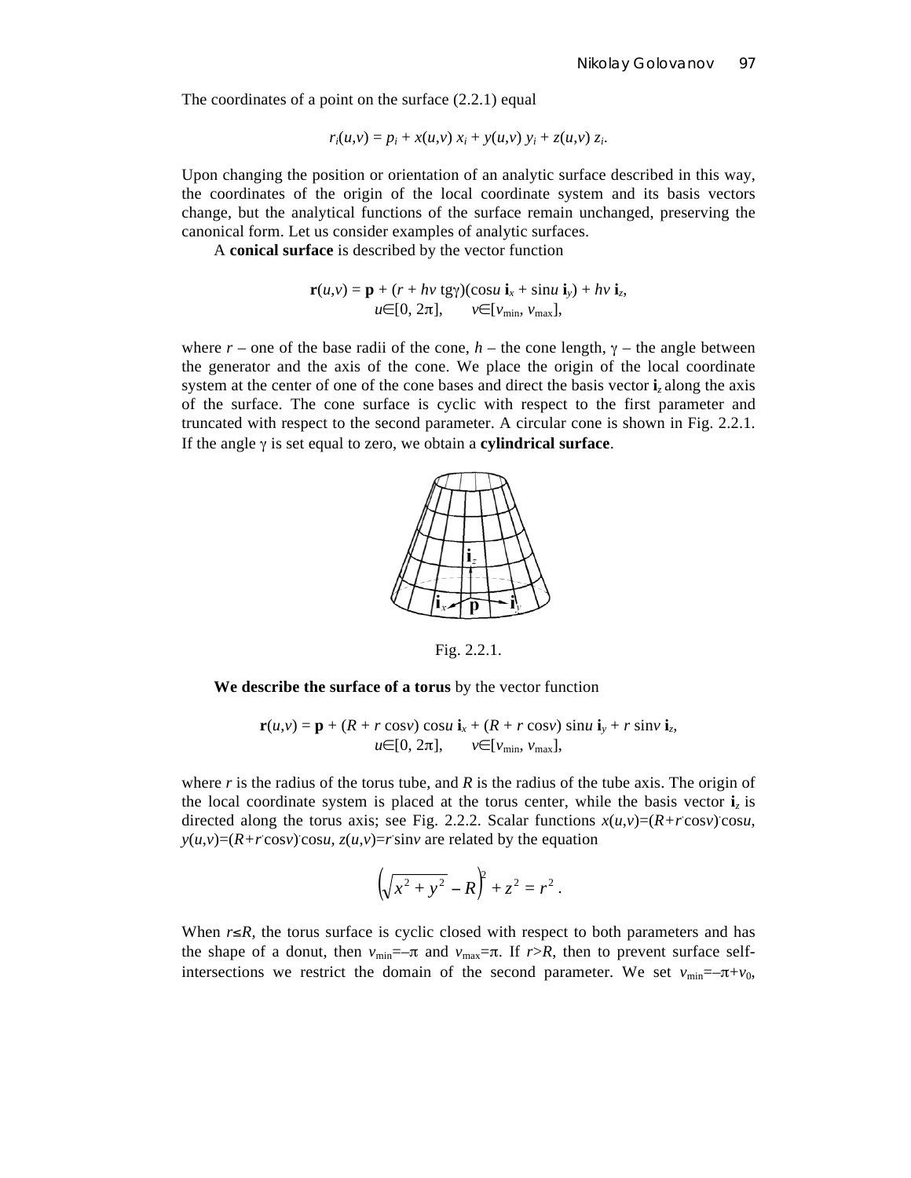The coordinates of a point on the surface (2.2.1) equal

$$r_i(u,v) = p_i + x(u,v)\, x_i + y(u,v)\, y_i + z(u,v)\, z_i.$$

Upon changing the position or orientation of an analytic surface described in this way, the coordinates of the origin of the local coordinate system and its basis vectors change, but the analytical functions of the surface remain unchanged, preserving the canonical form. Let us consider examples of analytic surfaces.

A **conical surface** is described by the vector function

$$\mathbf{r}(u,v) = \mathbf{p} + (r + hv\ \mathrm{tg}\gamma)(\cos u\ \mathbf{i}_x + \sin u\ \mathbf{i}_y) + hv\ \mathbf{i}_z,$$
$$u \in [0, 2\pi], \qquad v \in [v_{\min}, v_{\max}],$$

where $r$ – one of the base radii of the cone, $h$ – the cone length, $\gamma$ – the angle between the generator and the axis of the cone. We place the origin of the local coordinate system at the center of one of the cone bases and direct the basis vector $\mathbf{i}_z$ along the axis of the surface. The cone surface is cyclic with respect to the first parameter and truncated with respect to the second parameter. A circular cone is shown in Fig. 2.2.1. If the angle $\gamma$ is set equal to zero, we obtain a **cylindrical surface**.

Fig. 2.2.1.

**We describe the surface of a torus** by the vector function

$$\mathbf{r}(u,v) = \mathbf{p} + (R + r\cos v)\cos u\ \mathbf{i}_x + (R + r\cos v)\sin u\ \mathbf{i}_y + r\sin v\ \mathbf{i}_z,$$
$$u \in [0, 2\pi], \qquad v \in [v_{\min}, v_{\max}],$$

where $r$ is the radius of the torus tube, and $R$ is the radius of the tube axis. The origin of the local coordinate system is placed at the torus center, while the basis vector $\mathbf{i}_z$ is directed along the torus axis; see Fig. 2.2.2. Scalar functions $x(u,v)=(R+r\cdot\cos v)\cdot\cos u$, $y(u,v)=(R+r\cdot\cos v)\cdot\cos u$, $z(u,v)=r\cdot\sin v$ are related by the equation

$$\left(\sqrt{x^2 + y^2} - R\right)^2 + z^2 = r^2 .$$

When $r \le R$, the torus surface is cyclic closed with respect to both parameters and has the shape of a donut, then $v_{\min}=-\pi$ and $v_{\max}=\pi$. If $r>R$, then to prevent surface self-intersections we restrict the domain of the second parameter. We set $v_{\min}=-\pi+v_0$,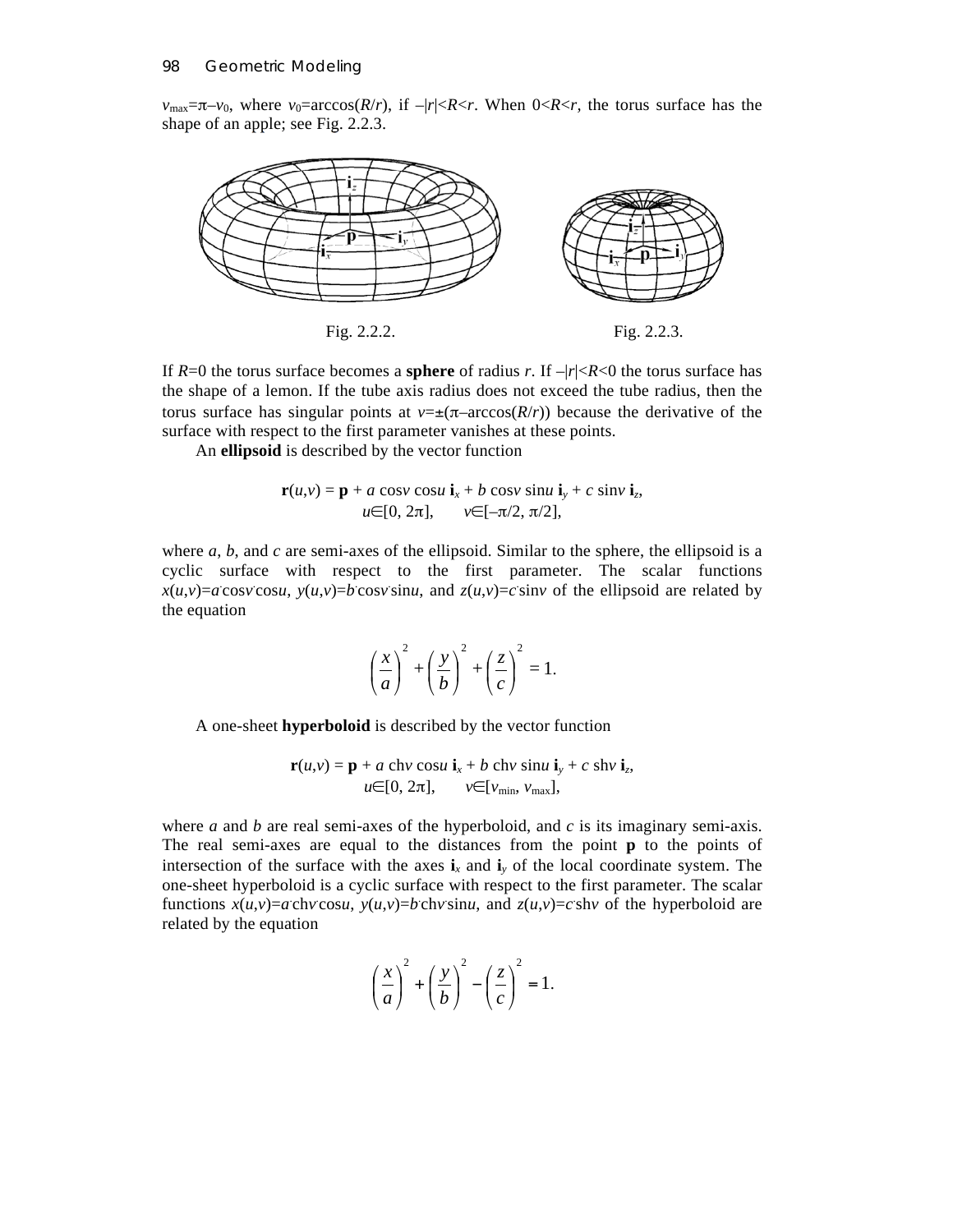$v_{max}=\pi-v_0$, where $v_0=\arccos(R/r)$, if $-|r|<R<r$. When $0<R<r$, the torus surface has the shape of an apple; see Fig. 2.2.3.

Fig. 2.2.2.

Fig. 2.2.3.

If $R=0$ the torus surface becomes a **sphere** of radius $r$. If $-|r|<R<0$ the torus surface has the shape of a lemon. If the tube axis radius does not exceed the tube radius, then the torus surface has singular points at $v=\pm(\pi-\arccos(R/r))$ because the derivative of the surface with respect to the first parameter vanishes at these points.

An **ellipsoid** is described by the vector function

$$\mathbf{r}(u,v) = \mathbf{p} + a \cos v \cos u \, \mathbf{i}_x + b \cos v \sin u \, \mathbf{i}_y + c \sin v \, \mathbf{i}_z,$$
$$u \in [0, 2\pi], \qquad v \in [-\pi/2, \pi/2],$$

where $a$, $b$, and $c$ are semi-axes of the ellipsoid. Similar to the sphere, the ellipsoid is a cyclic surface with respect to the first parameter. The scalar functions $x(u,v)=a \cdot \cos v \cdot \cos u$, $y(u,v)=b \cdot \cos v \cdot \sin u$, and $z(u,v)=c \cdot \sin v$ of the ellipsoid are related by the equation

$$\left(\frac{x}{a}\right)^2 + \left(\frac{y}{b}\right)^2 + \left(\frac{z}{c}\right)^2 = 1.$$

A one-sheet **hyperboloid** is described by the vector function

$$\mathbf{r}(u,v) = \mathbf{p} + a \operatorname{ch} v \cos u \, \mathbf{i}_x + b \operatorname{ch} v \sin u \, \mathbf{i}_y + c \operatorname{sh} v \, \mathbf{i}_z,$$
$$u \in [0, 2\pi], \qquad v \in [v_{min}, v_{max}],$$

where $a$ and $b$ are real semi-axes of the hyperboloid, and $c$ is its imaginary semi-axis. The real semi-axes are equal to the distances from the point $\mathbf{p}$ to the points of intersection of the surface with the axes $\mathbf{i}_x$ and $\mathbf{i}_y$ of the local coordinate system. The one-sheet hyperboloid is a cyclic surface with respect to the first parameter. The scalar functions $x(u,v)=a \cdot \operatorname{ch} v \cdot \cos u$, $y(u,v)=b \cdot \operatorname{ch} v \cdot \sin u$, and $z(u,v)=c \cdot \operatorname{sh} v$ of the hyperboloid are related by the equation

$$\left(\frac{x}{a}\right)^2 + \left(\frac{y}{b}\right)^2 - \left(\frac{z}{c}\right)^2 = 1.$$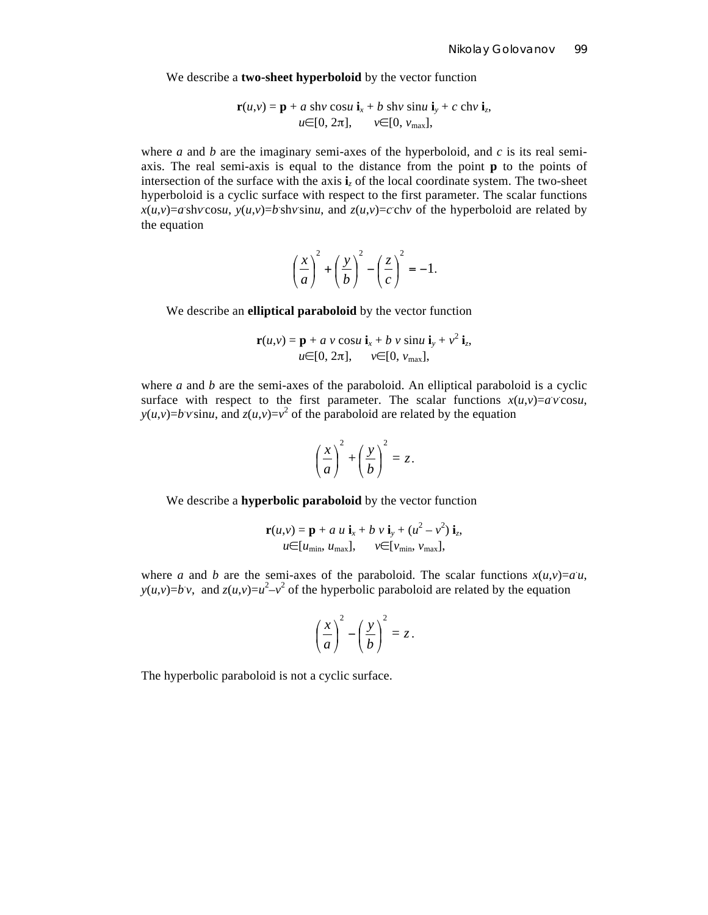We describe a **two-sheet hyperboloid** by the vector function

$$\mathbf{r}(u,v) = \mathbf{p} + a \operatorname{sh}v \cos u \, \mathbf{i}_x + b \operatorname{sh}v \sin u \, \mathbf{i}_y + c \operatorname{ch}v \, \mathbf{i}_z,$$
$$u \in [0, 2\pi], \qquad v \in [0, v_{\max}],$$

where $a$ and $b$ are the imaginary semi-axes of the hyperboloid, and $c$ is its real semi-axis. The real semi-axis is equal to the distance from the point $\mathbf{p}$ to the points of intersection of the surface with the axis $\mathbf{i}_z$ of the local coordinate system. The two-sheet hyperboloid is a cyclic surface with respect to the first parameter. The scalar functions $x(u,v)=a \cdot \operatorname{sh}v \cdot \cos u$, $y(u,v)=b \cdot \operatorname{sh}v \cdot \sin u$, and $z(u,v)=c \cdot \operatorname{ch}v$ of the hyperboloid are related by the equation

$$\left(\frac{x}{a}\right)^2 + \left(\frac{y}{b}\right)^2 - \left(\frac{z}{c}\right)^2 = -1.$$

We describe an **elliptical paraboloid** by the vector function

$$\mathbf{r}(u,v) = \mathbf{p} + a \, v \cos u \, \mathbf{i}_x + b \, v \sin u \, \mathbf{i}_y + v^2 \, \mathbf{i}_z,$$
$$u \in [0, 2\pi], \qquad v \in [0, v_{\max}],$$

where $a$ and $b$ are the semi-axes of the paraboloid. An elliptical paraboloid is a cyclic surface with respect to the first parameter. The scalar functions $x(u,v)=a \cdot v \cdot \cos u$, $y(u,v)=b \cdot v \cdot \sin u$, and $z(u,v)=v^2$ of the paraboloid are related by the equation

$$\left(\frac{x}{a}\right)^2 + \left(\frac{y}{b}\right)^2 = z.$$

We describe a **hyperbolic paraboloid** by the vector function

$$\mathbf{r}(u,v) = \mathbf{p} + a \, u \, \mathbf{i}_x + b \, v \, \mathbf{i}_y + (u^2 - v^2) \, \mathbf{i}_z,$$
$$u \in [u_{\min}, u_{\max}], \qquad v \in [v_{\min}, v_{\max}],$$

where $a$ and $b$ are the semi-axes of the paraboloid. The scalar functions $x(u,v)=a \cdot u$, $y(u,v)=b \cdot v$, and $z(u,v)=u^2-v^2$ of the hyperbolic paraboloid are related by the equation

$$\left(\frac{x}{a}\right)^2 - \left(\frac{y}{b}\right)^2 = z.$$

The hyperbolic paraboloid is not a cyclic surface.